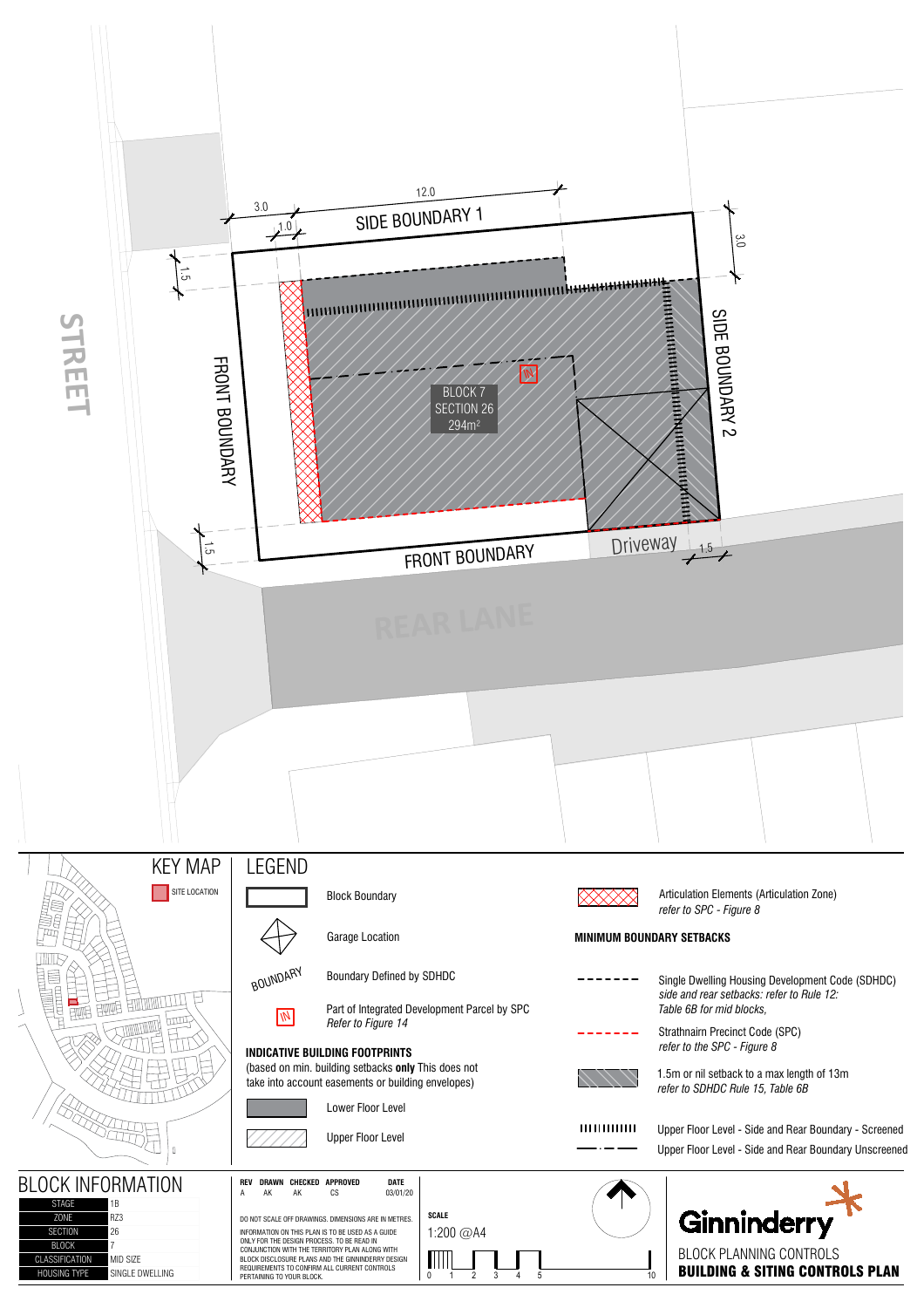STREET

3.0

12.0

1.0

SIDE BOUNDARY 1

1.5

3.0

FRONT BOUNDARY

SIDE BOUNDARY 2

IN

BLOCK 7
SECTION 26
294m²

1.5

FRONT BOUNDARY

Driveway

1.5

REAR LANE

## KEY MAP

SITE LOCATION

## LEGEND

- Block Boundary
- Garage Location
- BOUNDARY — Boundary Defined by SDHDC
- IN — Part of Integrated Development Parcel by SPC *Refer to Figure 14*

**INDICATIVE BUILDING FOOTPRINTS**
(based on min. building setbacks **only** This does not take into account easements or building envelopes)

- Lower Floor Level
- Upper Floor Level

- Articulation Elements (Articulation Zone) *refer to SPC - Figure 8*

**MINIMUM BOUNDARY SETBACKS**

- Single Dwelling Housing Development Code (SDHDC) *side and rear setbacks: refer to Rule 12: Table 6B for mid blocks,*
- Strathnairn Precinct Code (SPC) *refer to the SPC - Figure 8*
- 1.5m or nil setback to a max length of 13m *refer to SDHDC Rule 15, Table 6B*
- Upper Floor Level - Side and Rear Boundary - Screened
- Upper Floor Level - Side and Rear Boundary Unscreened

## BLOCK INFORMATION

| | |
|---|---|
| STAGE | 1B |
| ZONE | RZ3 |
| SECTION | 26 |
| BLOCK | 7 |
| CLASSIFICATION | MID SIZE |
| HOUSING TYPE | SINGLE DWELLING |

| REV | DRAWN | CHECKED | APPROVED | DATE |
|---|---|---|---|---|
| A | AK | AK | CS | 03/01/20 |

DO NOT SCALE OFF DRAWINGS. DIMENSIONS ARE IN METRES.

INFORMATION ON THIS PLAN IS TO BE USED AS A GUIDE ONLY FOR THE DESIGN PROCESS. TO BE READ IN CONJUNCTION WITH THE TERRITORY PLAN ALONG WITH BLOCK DISCLOSURE PLANS AND THE GINNINDERRY DESIGN REQUIREMENTS TO CONFIRM ALL CURRENT CONTROLS PERTAINING TO YOUR BLOCK.

**SCALE**
1:200 @A4

0 1 2 3 4 5 10

Ginninderry

BLOCK PLANNING CONTROLS
**BUILDING & SITING CONTROLS PLAN**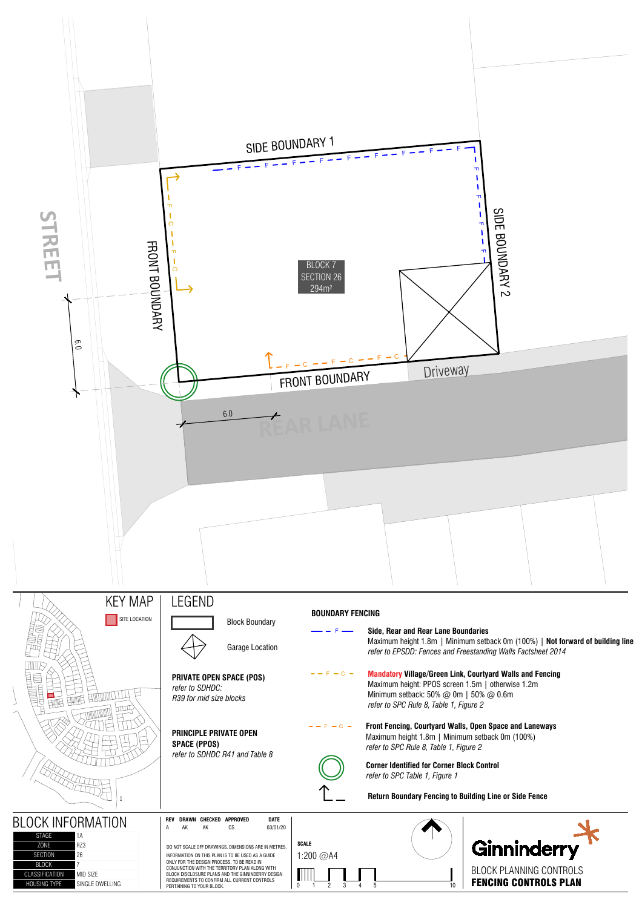SIDE BOUNDARY 1

STREET

FRONT BOUNDARY

SIDE BOUNDARY 2

BLOCK 7
SECTION 26
294m²

6.0

FRONT BOUNDARY

Driveway

6.0

REAR LANE

## KEY MAP

SITE LOCATION

## LEGEND

Block Boundary

Garage Location

**PRIVATE OPEN SPACE (POS)**
*refer to SDHDC:*
*R39 for mid size blocks*

**PRINCIPLE PRIVATE OPEN SPACE (PPOS)**
*refer to SDHDC R41 and Table 8*

**BOUNDARY FENCING**

**Side, Rear and Rear Lane Boundaries**
Maximum height 1.8m | Minimum setback 0m (100%) | **Not forward of building line**
*refer to EPSDD: Fences and Freestanding Walls Factsheet 2014*

**Mandatory Village/Green Link, Courtyard Walls and Fencing**
Maximum height: PPOS screen 1.5m | otherwise 1.2m
Minimum setback: 50% @ 0m | 50% @ 0.6m
*refer to SPC Rule 8, Table 1, Figure 2*

**Front Fencing, Courtyard Walls, Open Space and Laneways**
Maximum height 1.8m | Minimum setback 0m (100%)
*refer to SPC Rule 8, Table 1, Figure 2*

**Corner Identified for Corner Block Control**
*refer to SPC Table 1, Figure 1*

**Return Boundary Fencing to Building Line or Side Fence**

## BLOCK INFORMATION

| | |
|---|---|
| STAGE | 1A |
| ZONE | RZ3 |
| SECTION | 26 |
| BLOCK | 7 |
| CLASSIFICATION | MID SIZE |
| HOUSING TYPE | SINGLE DWELLING |

| REV | DRAWN | CHECKED | APPROVED | DATE |
|---|---|---|---|---|
| A | AK | AK | CS | 03/01/20 |

DO NOT SCALE OFF DRAWINGS. DIMENSIONS ARE IN METRES.
INFORMATION ON THIS PLAN IS TO BE USED AS A GUIDE ONLY FOR THE DESIGN PROCESS. TO BE READ IN CONJUNCTION WITH THE TERRITORY PLAN ALONG WITH BLOCK DISCLOSURE PLANS AND THE GINNINDERRY DESIGN REQUIREMENTS TO CONFIRM ALL CURRENT CONTROLS PERTAINING TO YOUR BLOCK.

**SCALE**
1:200 @A4

0 1 2 3 4 5 10

Ginninderry

BLOCK PLANNING CONTROLS
**FENCING CONTROLS PLAN**